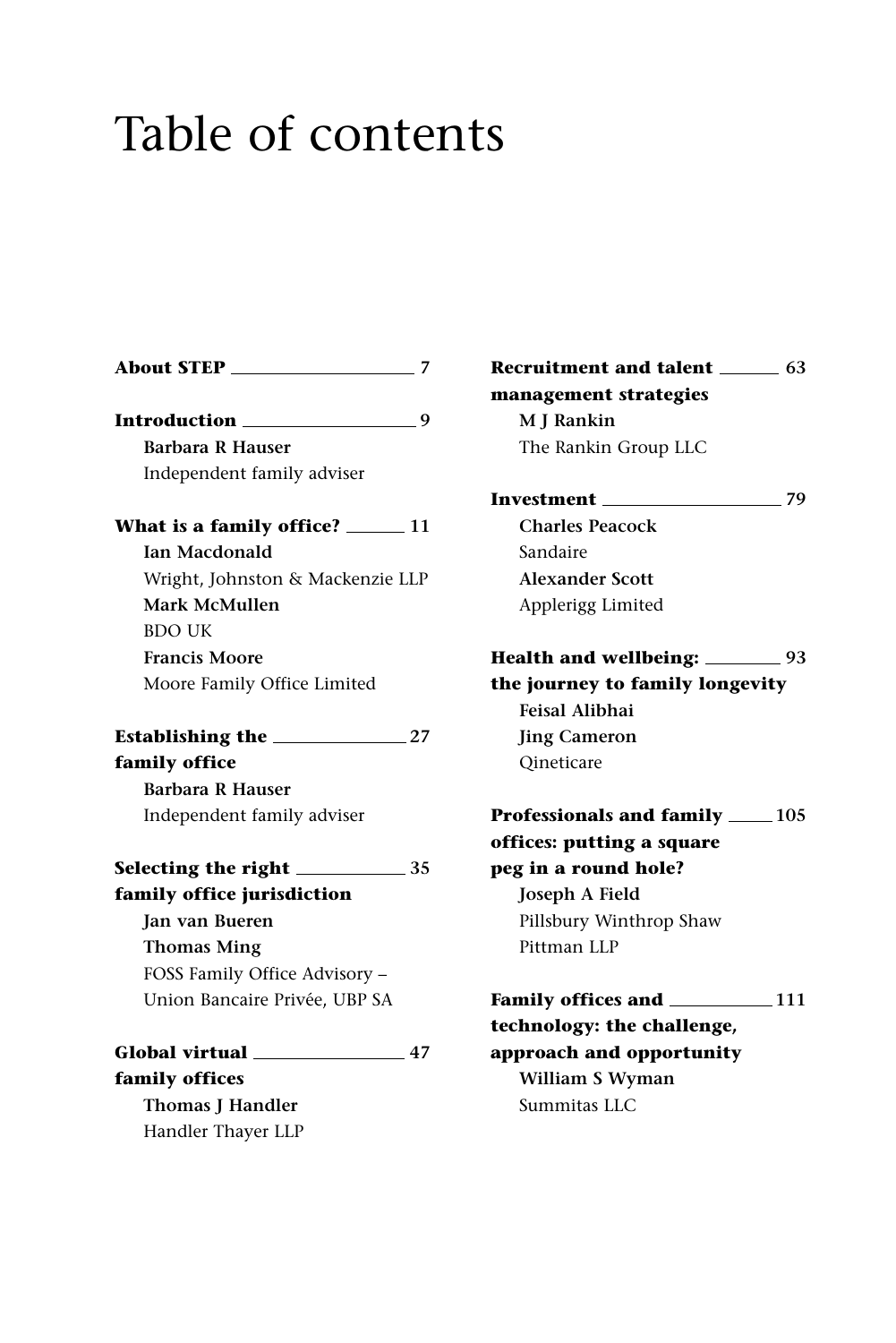# Table of contents

**About STEP** 7

**Introduction** 9
**Barbara R Hauser**
Independent family adviser

**What is a family office?** 11
**Ian Macdonald**
Wright, Johnston & Mackenzie LLP
**Mark McMullen**
BDO UK
**Francis Moore**
Moore Family Office Limited

**Establishing the family office** 27
**Barbara R Hauser**
Independent family adviser

**Selecting the right family office jurisdiction** 35
**Jan van Bueren**
**Thomas Ming**
FOSS Family Office Advisory –
Union Bancaire Privée, UBP SA

**Global virtual family offices** 47
**Thomas J Handler**
Handler Thayer LLP

**Recruitment and talent management strategies** 63
**M J Rankin**
The Rankin Group LLC

**Investment** 79
**Charles Peacock**
Sandaire
**Alexander Scott**
Applerigg Limited

**Health and wellbeing: the journey to family longevity** 93
**Feisal Alibhai**
**Jing Cameron**
Qineticare

**Professionals and family offices: putting a square peg in a round hole?** 105
**Joseph A Field**
Pillsbury Winthrop Shaw
Pittman LLP

**Family offices and technology: the challenge, approach and opportunity** 111
**William S Wyman**
Summitas LLC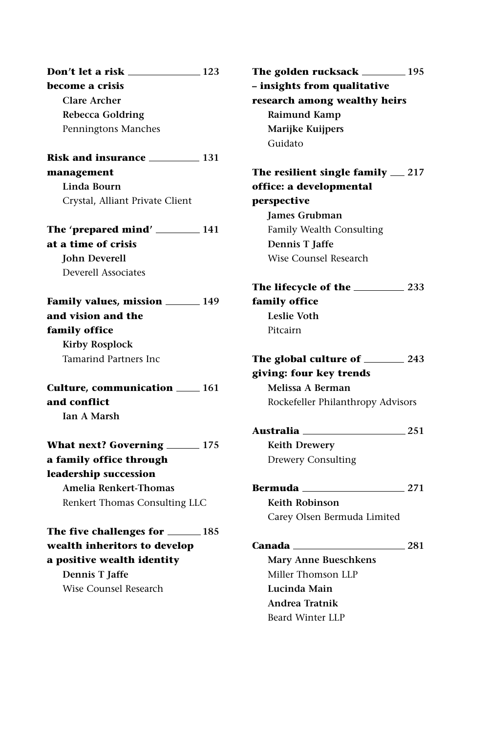**Don't let a risk become a crisis** 123
**Clare Archer**
**Rebecca Goldring**
Penningtons Manches

**Risk and insurance management** 131
**Linda Bourn**
Crystal, Alliant Private Client

**The 'prepared mind' at a time of crisis** 141
**John Deverell**
Deverell Associates

**Family values, mission and vision and the family office** 149
**Kirby Rosplock**
Tamarind Partners Inc

**Culture, communication and conflict** 161
**Ian A Marsh**

**What next? Governing a family office through leadership succession** 175
**Amelia Renkert-Thomas**
Renkert Thomas Consulting LLC

**The five challenges for wealth inheritors to develop a positive wealth identity** 185
**Dennis T Jaffe**
Wise Counsel Research

**The golden rucksack – insights from qualitative research among wealthy heirs** 195
**Raimund Kamp**
**Marijke Kuijpers**
Guidato

**The resilient single family office: a developmental perspective** 217
**James Grubman**
Family Wealth Consulting
**Dennis T Jaffe**
Wise Counsel Research

**The lifecycle of the family office** 233
**Leslie Voth**
Pitcairn

**The global culture of giving: four key trends** 243
**Melissa A Berman**
Rockefeller Philanthropy Advisors

**Australia** 251
**Keith Drewery**
Drewery Consulting

**Bermuda** 271
**Keith Robinson**
Carey Olsen Bermuda Limited

**Canada** 281
**Mary Anne Bueschkens**
Miller Thomson LLP
**Lucinda Main**
**Andrea Tratnik**
Beard Winter LLP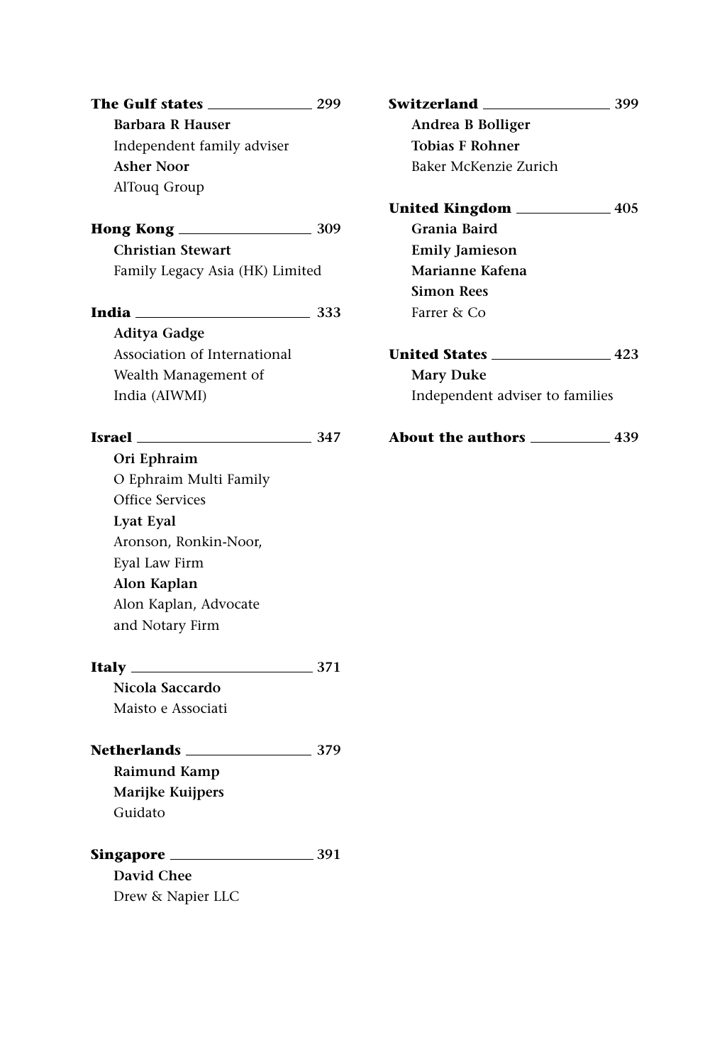**The Gulf states** 299

**Barbara R Hauser**
Independent family adviser
**Asher Noor**
AlTouq Group

**Hong Kong** 309

**Christian Stewart**
Family Legacy Asia (HK) Limited

**India** 333

**Aditya Gadge**
Association of International Wealth Management of India (AIWMI)

**Israel** 347

**Ori Ephraim**
O Ephraim Multi Family Office Services
**Lyat Eyal**
Aronson, Ronkin-Noor, Eyal Law Firm
**Alon Kaplan**
Alon Kaplan, Advocate and Notary Firm

**Italy** 371

**Nicola Saccardo**
Maisto e Associati

**Netherlands** 379

**Raimund Kamp**
**Marijke Kuijpers**
Guidato

**Singapore** 391

**David Chee**
Drew & Napier LLC

**Switzerland** 399

**Andrea B Bolliger**
**Tobias F Rohner**
Baker McKenzie Zurich

**United Kingdom** 405

**Grania Baird**
**Emily Jamieson**
**Marianne Kafena**
**Simon Rees**
Farrer & Co

**United States** 423

**Mary Duke**
Independent adviser to families

**About the authors** 439